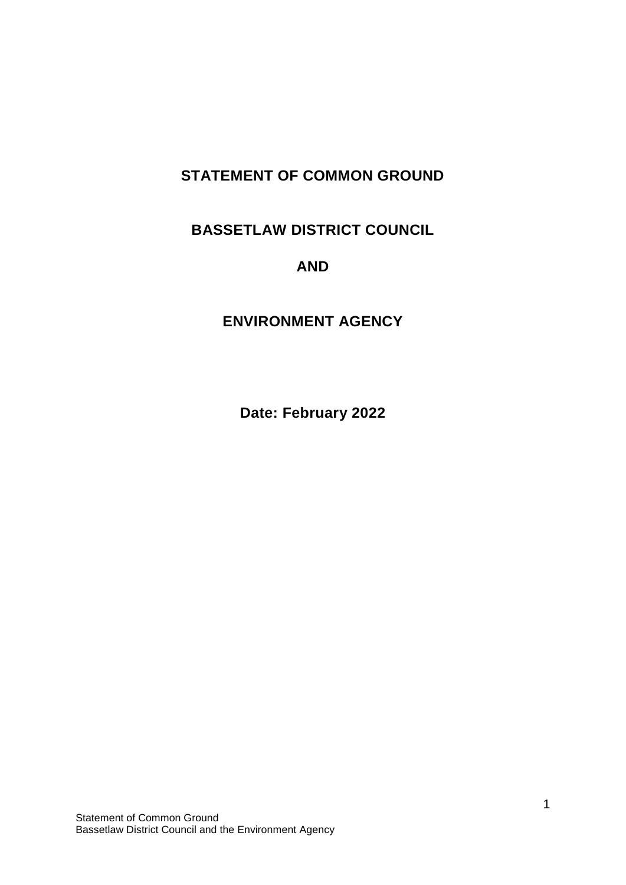# STATEMENT OF COMMON GROUND

## BASSETLAW DISTRICT COUNCIL

## AND

## ENVIRONMENT AGENCY

**Date: February 2022**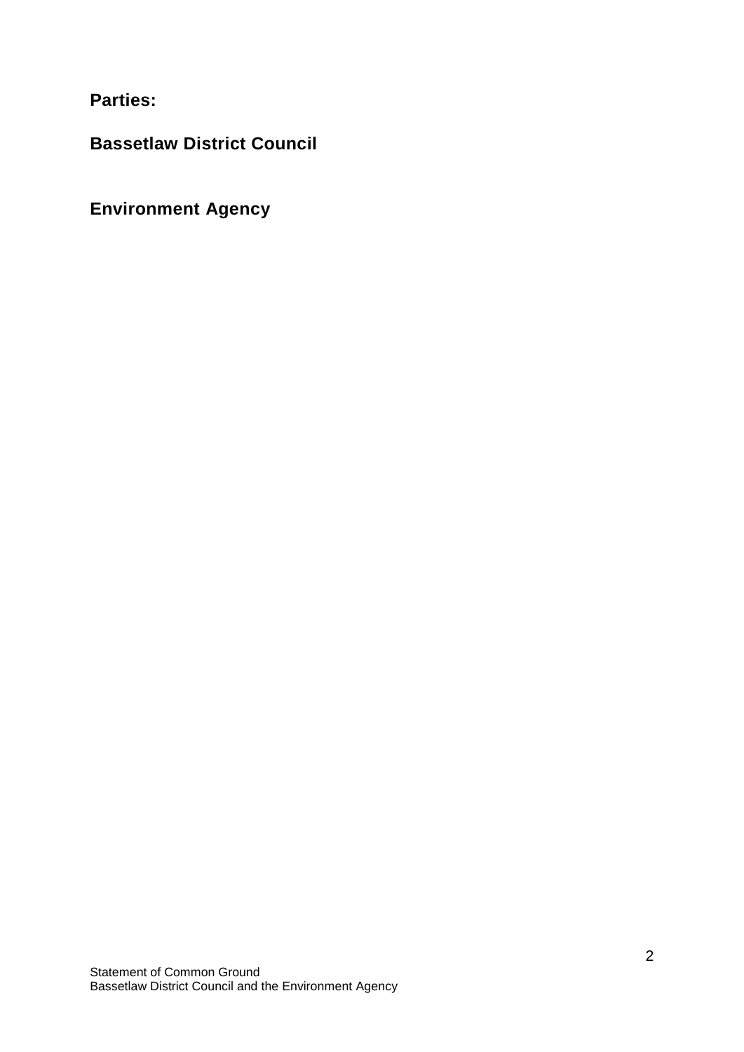**Parties:**

**Bassetlaw District Council**

**Environment Agency**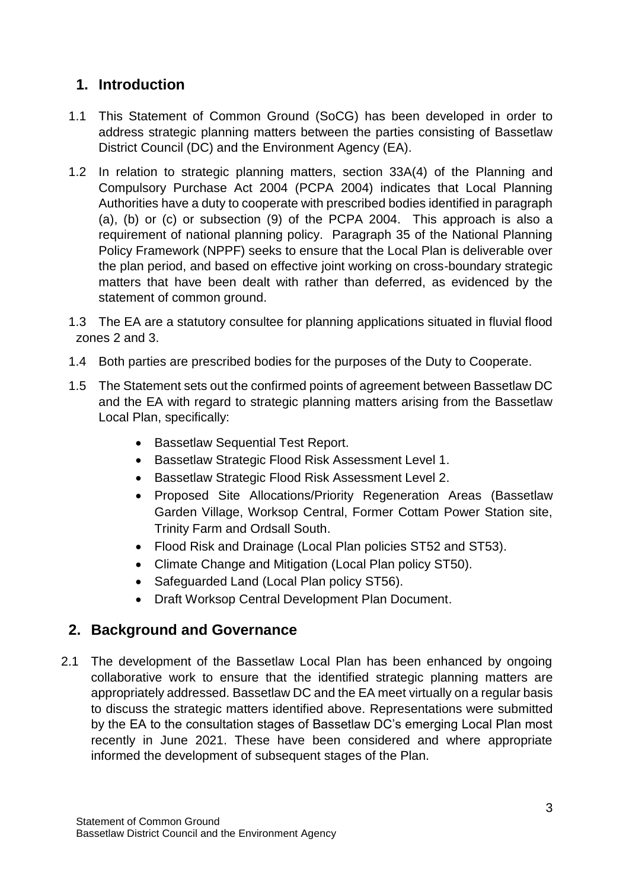## 1. Introduction

1.1 This Statement of Common Ground (SoCG) has been developed in order to address strategic planning matters between the parties consisting of Bassetlaw District Council (DC) and the Environment Agency (EA).

1.2 In relation to strategic planning matters, section 33A(4) of the Planning and Compulsory Purchase Act 2004 (PCPA 2004) indicates that Local Planning Authorities have a duty to cooperate with prescribed bodies identified in paragraph (a), (b) or (c) or subsection (9) of the PCPA 2004. This approach is also a requirement of national planning policy. Paragraph 35 of the National Planning Policy Framework (NPPF) seeks to ensure that the Local Plan is deliverable over the plan period, and based on effective joint working on cross-boundary strategic matters that have been dealt with rather than deferred, as evidenced by the statement of common ground.

1.3 The EA are a statutory consultee for planning applications situated in fluvial flood zones 2 and 3.

1.4 Both parties are prescribed bodies for the purposes of the Duty to Cooperate.

1.5 The Statement sets out the confirmed points of agreement between Bassetlaw DC and the EA with regard to strategic planning matters arising from the Bassetlaw Local Plan, specifically:

- Bassetlaw Sequential Test Report.
- Bassetlaw Strategic Flood Risk Assessment Level 1.
- Bassetlaw Strategic Flood Risk Assessment Level 2.
- Proposed Site Allocations/Priority Regeneration Areas (Bassetlaw Garden Village, Worksop Central, Former Cottam Power Station site, Trinity Farm and Ordsall South.
- Flood Risk and Drainage (Local Plan policies ST52 and ST53).
- Climate Change and Mitigation (Local Plan policy ST50).
- Safeguarded Land (Local Plan policy ST56).
- Draft Worksop Central Development Plan Document.

## 2. Background and Governance

2.1 The development of the Bassetlaw Local Plan has been enhanced by ongoing collaborative work to ensure that the identified strategic planning matters are appropriately addressed. Bassetlaw DC and the EA meet virtually on a regular basis to discuss the strategic matters identified above. Representations were submitted by the EA to the consultation stages of Bassetlaw DC's emerging Local Plan most recently in June 2021. These have been considered and where appropriate informed the development of subsequent stages of the Plan.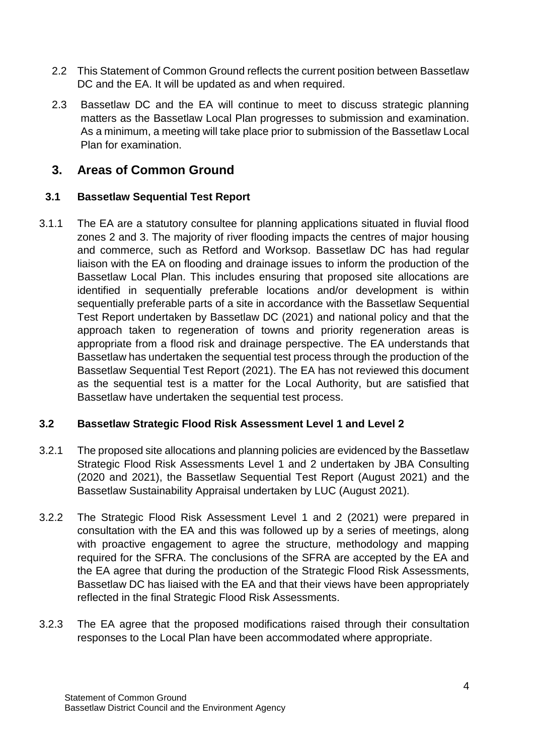2.2 This Statement of Common Ground reflects the current position between Bassetlaw DC and the EA. It will be updated as and when required.

2.3 Bassetlaw DC and the EA will continue to meet to discuss strategic planning matters as the Bassetlaw Local Plan progresses to submission and examination. As a minimum, a meeting will take place prior to submission of the Bassetlaw Local Plan for examination.

## 3. Areas of Common Ground

### 3.1 Bassetlaw Sequential Test Report

3.1.1 The EA are a statutory consultee for planning applications situated in fluvial flood zones 2 and 3. The majority of river flooding impacts the centres of major housing and commerce, such as Retford and Worksop. Bassetlaw DC has had regular liaison with the EA on flooding and drainage issues to inform the production of the Bassetlaw Local Plan. This includes ensuring that proposed site allocations are identified in sequentially preferable locations and/or development is within sequentially preferable parts of a site in accordance with the Bassetlaw Sequential Test Report undertaken by Bassetlaw DC (2021) and national policy and that the approach taken to regeneration of towns and priority regeneration areas is appropriate from a flood risk and drainage perspective. The EA understands that Bassetlaw has undertaken the sequential test process through the production of the Bassetlaw Sequential Test Report (2021). The EA has not reviewed this document as the sequential test is a matter for the Local Authority, but are satisfied that Bassetlaw have undertaken the sequential test process.

### 3.2 Bassetlaw Strategic Flood Risk Assessment Level 1 and Level 2

3.2.1 The proposed site allocations and planning policies are evidenced by the Bassetlaw Strategic Flood Risk Assessments Level 1 and 2 undertaken by JBA Consulting (2020 and 2021), the Bassetlaw Sequential Test Report (August 2021) and the Bassetlaw Sustainability Appraisal undertaken by LUC (August 2021).

3.2.2 The Strategic Flood Risk Assessment Level 1 and 2 (2021) were prepared in consultation with the EA and this was followed up by a series of meetings, along with proactive engagement to agree the structure, methodology and mapping required for the SFRA. The conclusions of the SFRA are accepted by the EA and the EA agree that during the production of the Strategic Flood Risk Assessments, Bassetlaw DC has liaised with the EA and that their views have been appropriately reflected in the final Strategic Flood Risk Assessments.

3.2.3 The EA agree that the proposed modifications raised through their consultation responses to the Local Plan have been accommodated where appropriate.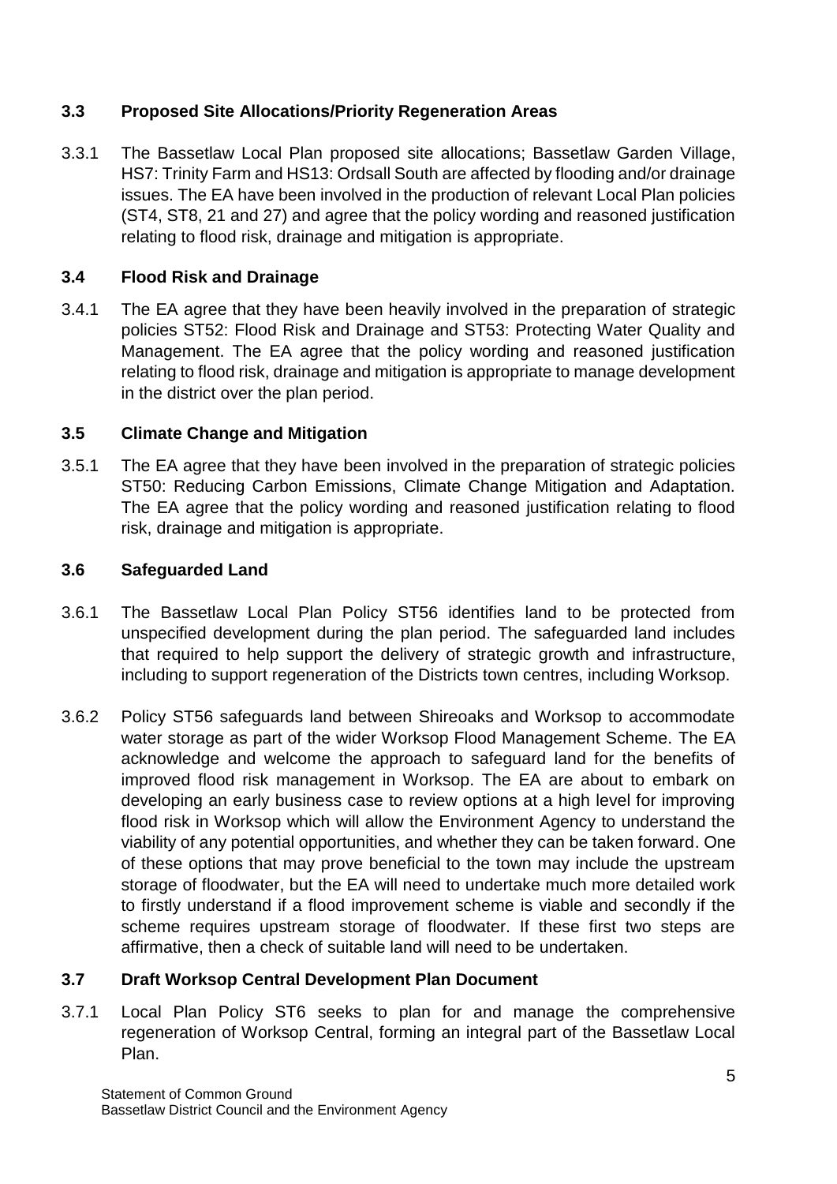### 3.3 Proposed Site Allocations/Priority Regeneration Areas

3.3.1 The Bassetlaw Local Plan proposed site allocations; Bassetlaw Garden Village, HS7: Trinity Farm and HS13: Ordsall South are affected by flooding and/or drainage issues. The EA have been involved in the production of relevant Local Plan policies (ST4, ST8, 21 and 27) and agree that the policy wording and reasoned justification relating to flood risk, drainage and mitigation is appropriate.

### 3.4 Flood Risk and Drainage

3.4.1 The EA agree that they have been heavily involved in the preparation of strategic policies ST52: Flood Risk and Drainage and ST53: Protecting Water Quality and Management. The EA agree that the policy wording and reasoned justification relating to flood risk, drainage and mitigation is appropriate to manage development in the district over the plan period.

### 3.5 Climate Change and Mitigation

3.5.1 The EA agree that they have been involved in the preparation of strategic policies ST50: Reducing Carbon Emissions, Climate Change Mitigation and Adaptation. The EA agree that the policy wording and reasoned justification relating to flood risk, drainage and mitigation is appropriate.

### 3.6 Safeguarded Land

3.6.1 The Bassetlaw Local Plan Policy ST56 identifies land to be protected from unspecified development during the plan period. The safeguarded land includes that required to help support the delivery of strategic growth and infrastructure, including to support regeneration of the Districts town centres, including Worksop.

3.6.2 Policy ST56 safeguards land between Shireoaks and Worksop to accommodate water storage as part of the wider Worksop Flood Management Scheme. The EA acknowledge and welcome the approach to safeguard land for the benefits of improved flood risk management in Worksop. The EA are about to embark on developing an early business case to review options at a high level for improving flood risk in Worksop which will allow the Environment Agency to understand the viability of any potential opportunities, and whether they can be taken forward. One of these options that may prove beneficial to the town may include the upstream storage of floodwater, but the EA will need to undertake much more detailed work to firstly understand if a flood improvement scheme is viable and secondly if the scheme requires upstream storage of floodwater. If these first two steps are affirmative, then a check of suitable land will need to be undertaken.

### 3.7 Draft Worksop Central Development Plan Document

3.7.1 Local Plan Policy ST6 seeks to plan for and manage the comprehensive regeneration of Worksop Central, forming an integral part of the Bassetlaw Local Plan.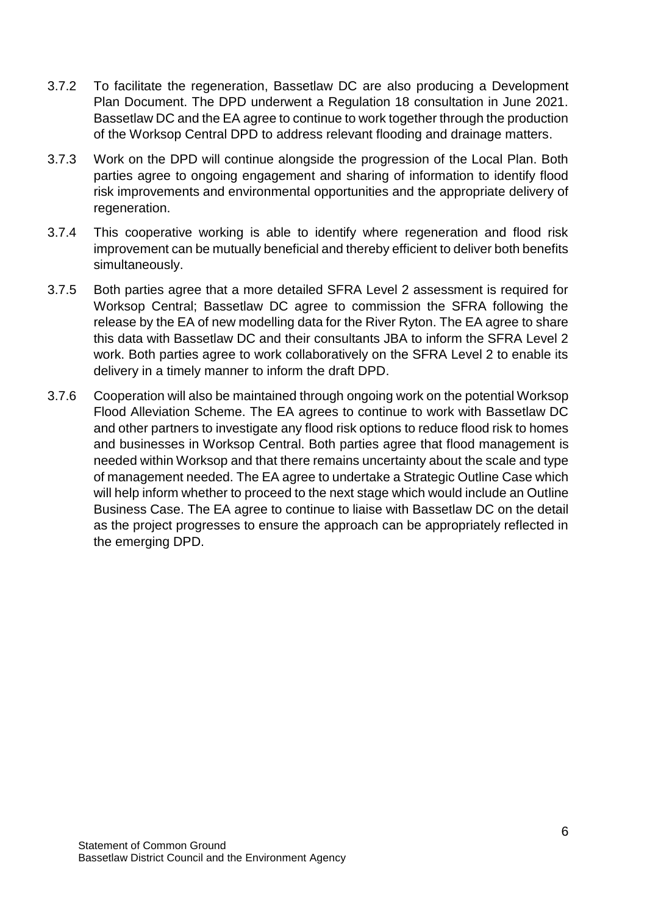3.7.2 To facilitate the regeneration, Bassetlaw DC are also producing a Development Plan Document. The DPD underwent a Regulation 18 consultation in June 2021. Bassetlaw DC and the EA agree to continue to work together through the production of the Worksop Central DPD to address relevant flooding and drainage matters.

3.7.3 Work on the DPD will continue alongside the progression of the Local Plan. Both parties agree to ongoing engagement and sharing of information to identify flood risk improvements and environmental opportunities and the appropriate delivery of regeneration.

3.7.4 This cooperative working is able to identify where regeneration and flood risk improvement can be mutually beneficial and thereby efficient to deliver both benefits simultaneously.

3.7.5 Both parties agree that a more detailed SFRA Level 2 assessment is required for Worksop Central; Bassetlaw DC agree to commission the SFRA following the release by the EA of new modelling data for the River Ryton. The EA agree to share this data with Bassetlaw DC and their consultants JBA to inform the SFRA Level 2 work. Both parties agree to work collaboratively on the SFRA Level 2 to enable its delivery in a timely manner to inform the draft DPD.

3.7.6 Cooperation will also be maintained through ongoing work on the potential Worksop Flood Alleviation Scheme. The EA agrees to continue to work with Bassetlaw DC and other partners to investigate any flood risk options to reduce flood risk to homes and businesses in Worksop Central. Both parties agree that flood management is needed within Worksop and that there remains uncertainty about the scale and type of management needed. The EA agree to undertake a Strategic Outline Case which will help inform whether to proceed to the next stage which would include an Outline Business Case. The EA agree to continue to liaise with Bassetlaw DC on the detail as the project progresses to ensure the approach can be appropriately reflected in the emerging DPD.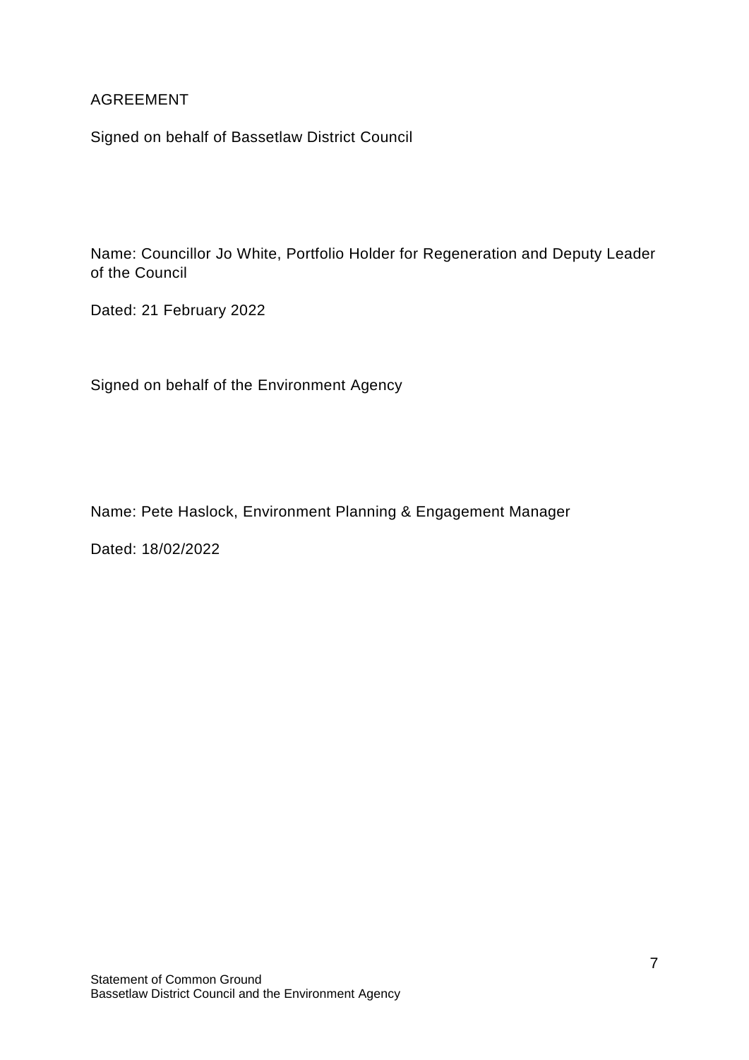AGREEMENT

Signed on behalf of Bassetlaw District Council

Name: Councillor Jo White, Portfolio Holder for Regeneration and Deputy Leader of the Council

Dated: 21 February 2022

Signed on behalf of the Environment Agency

Name: Pete Haslock, Environment Planning & Engagement Manager

Dated: 18/02/2022